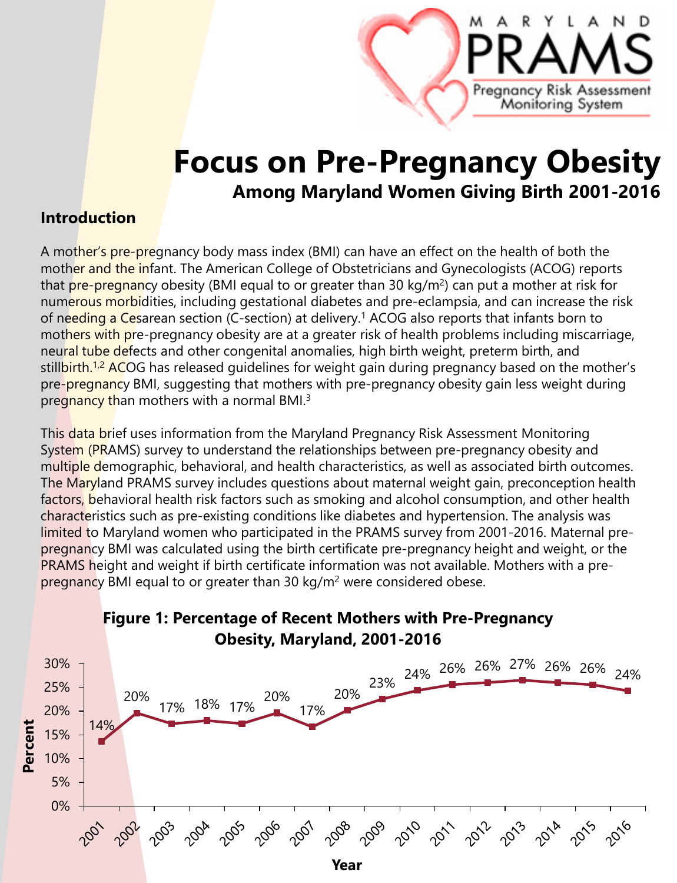# Focus on Pre-Pregnancy Obesity

## Among Maryland Women Giving Birth 2001-2016

### Introduction

A mother's pre-pregnancy body mass index (BMI) can have an effect on the health of both the mother and the infant. The American College of Obstetricians and Gynecologists (ACOG) reports that pre-pregnancy obesity (BMI equal to or greater than 30 kg/m$^2$) can put a mother at risk for numerous morbidities, including gestational diabetes and pre-eclampsia, and can increase the risk of needing a Cesarean section (C-section) at delivery.[1] ACOG also reports that infants born to mothers with pre-pregnancy obesity are at a greater risk of health problems including miscarriage, neural tube defects and other congenital anomalies, high birth weight, preterm birth, and stillbirth.[1,2] ACOG has released guidelines for weight gain during pregnancy based on the mother's pre-pregnancy BMI, suggesting that mothers with pre-pregnancy obesity gain less weight during pregnancy than mothers with a normal BMI.[3]

This data brief uses information from the Maryland Pregnancy Risk Assessment Monitoring System (PRAMS) survey to understand the relationships between pre-pregnancy obesity and multiple demographic, behavioral, and health characteristics, as well as associated birth outcomes. The Maryland PRAMS survey includes questions about maternal weight gain, preconception health factors, behavioral health risk factors such as smoking and alcohol consumption, and other health characteristics such as pre-existing conditions like diabetes and hypertension. The analysis was limited to Maryland women who participated in the PRAMS survey from 2001-2016. Maternal pre-pregnancy BMI was calculated using the birth certificate pre-pregnancy height and weight, or the PRAMS height and weight if birth certificate information was not available. Mothers with a pre-pregnancy BMI equal to or greater than 30 kg/m$^2$ were considered obese.

**Figure 1: Percentage of Recent Mothers with Pre-Pregnancy Obesity, Maryland, 2001-2016**

| Year | Percent |
|---|---|
| 2001 | 14% |
| 2002 | 20% |
| 2003 | 17% |
| 2004 | 18% |
| 2005 | 17% |
| 2006 | 20% |
| 2007 | 17% |
| 2008 | 20% |
| 2009 | 23% |
| 2010 | 24% |
| 2011 | 26% |
| 2012 | 26% |
| 2013 | 27% |
| 2014 | 26% |
| 2015 | 26% |
| 2016 | 24% |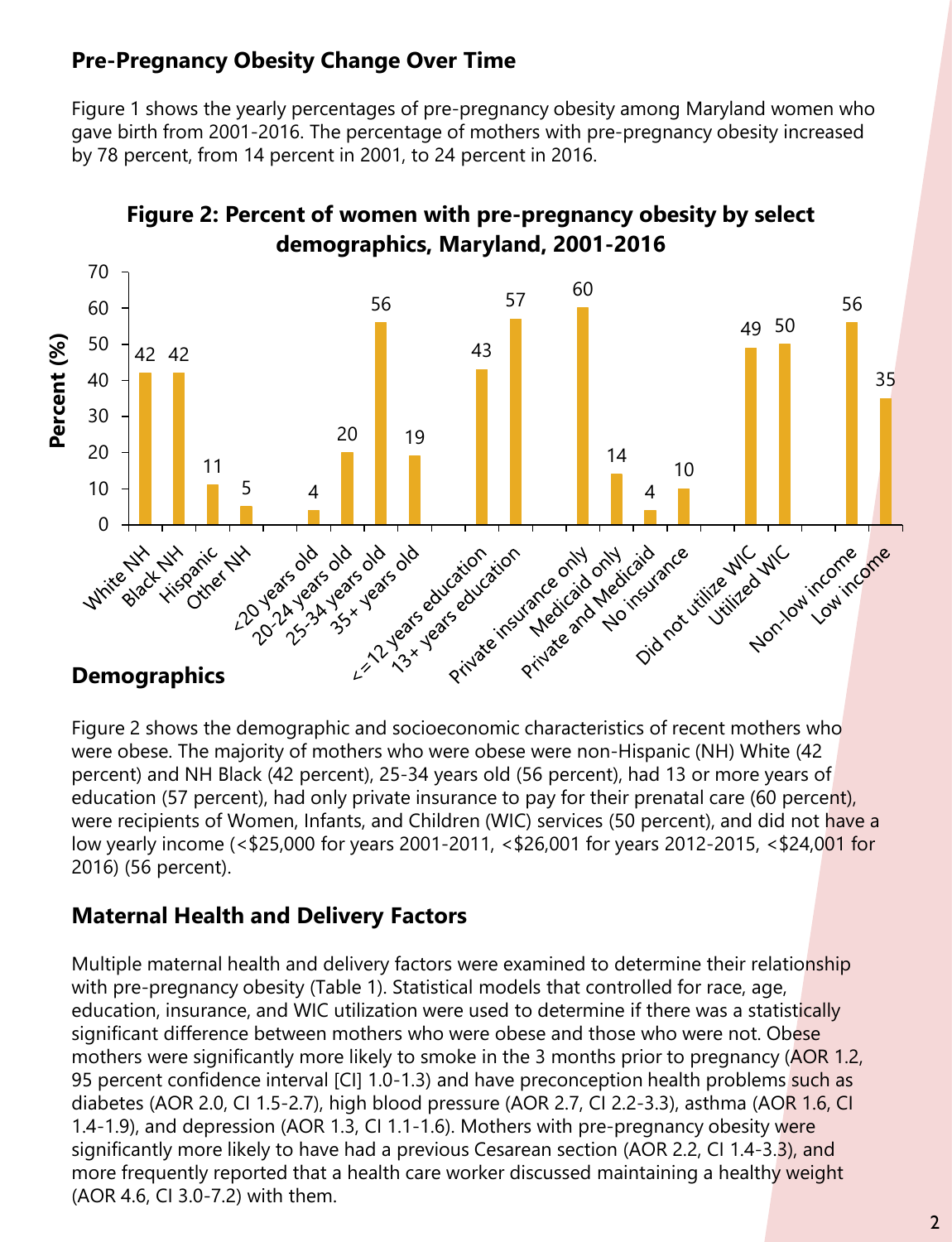## Pre-Pregnancy Obesity Change Over Time

Figure 1 shows the yearly percentages of pre-pregnancy obesity among Maryland women who gave birth from 2001-2016. The percentage of mothers with pre-pregnancy obesity increased by 78 percent, from 14 percent in 2001, to 24 percent in 2016.

**Figure 2: Percent of women with pre-pregnancy obesity by select demographics, Maryland, 2001-2016**

| Category | Percent (%) |
|---|---|
| White NH | 42 |
| Black NH | 42 |
| Hispanic | 11 |
| Other NH | 5 |
| <20 years old | 4 |
| 20-24 years old | 20 |
| 25-34 years old | 56 |
| 35+ years old | 19 |
| <=12 years education | 43 |
| 13+ years education | 57 |
| Private insurance only | 60 |
| Medicaid only | 14 |
| Private and Medicaid | 4 |
| No insurance | 10 |
| Did not utilize WIC | 49 |
| Utilized WIC | 50 |
| Non-low income | 56 |
| Low income | 35 |

## Demographics

Figure 2 shows the demographic and socioeconomic characteristics of recent mothers who were obese. The majority of mothers who were obese were non-Hispanic (NH) White (42 percent) and NH Black (42 percent), 25-34 years old (56 percent), had 13 or more years of education (57 percent), had only private insurance to pay for their prenatal care (60 percent), were recipients of Women, Infants, and Children (WIC) services (50 percent), and did not have a low yearly income (<$25,000 for years 2001-2011, <$26,001 for years 2012-2015, <$24,001 for 2016) (56 percent).

## Maternal Health and Delivery Factors

Multiple maternal health and delivery factors were examined to determine their relationship with pre-pregnancy obesity (Table 1). Statistical models that controlled for race, age, education, insurance, and WIC utilization were used to determine if there was a statistically significant difference between mothers who were obese and those who were not. Obese mothers were significantly more likely to smoke in the 3 months prior to pregnancy (AOR 1.2, 95 percent confidence interval [CI] 1.0-1.3) and have preconception health problems such as diabetes (AOR 2.0, CI 1.5-2.7), high blood pressure (AOR 2.7, CI 2.2-3.3), asthma (AOR 1.6, CI 1.4-1.9), and depression (AOR 1.3, CI 1.1-1.6). Mothers with pre-pregnancy obesity were significantly more likely to have had a previous Cesarean section (AOR 2.2, CI 1.4-3.3), and more frequently reported that a health care worker discussed maintaining a healthy weight (AOR 4.6, CI 3.0-7.2) with them.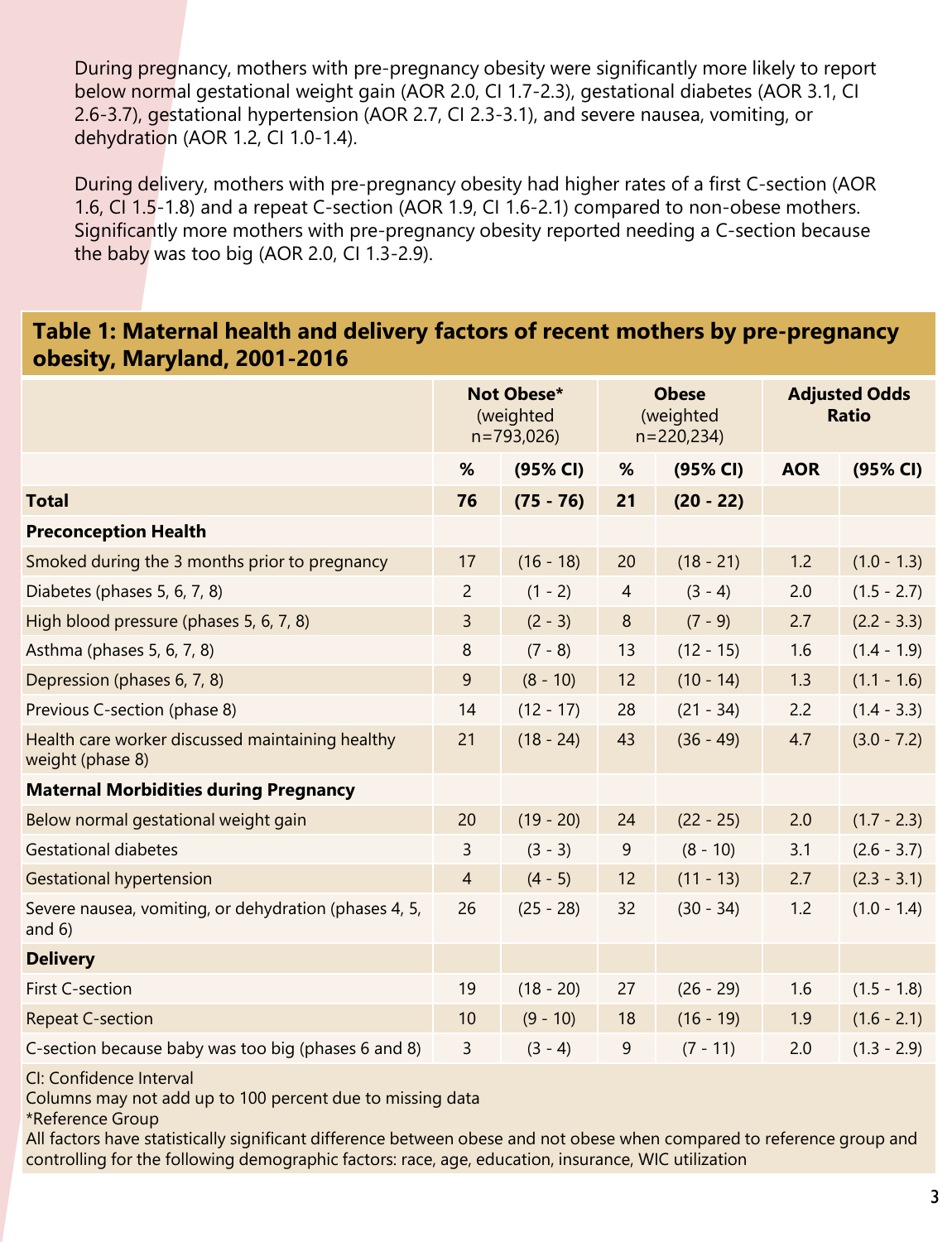During pregnancy, mothers with pre-pregnancy obesity were significantly more likely to report below normal gestational weight gain (AOR 2.0, CI 1.7-2.3), gestational diabetes (AOR 3.1, CI 2.6-3.7), gestational hypertension (AOR 2.7, CI 2.3-3.1), and severe nausea, vomiting, or dehydration (AOR 1.2, CI 1.0-1.4).

During delivery, mothers with pre-pregnancy obesity had higher rates of a first C-section (AOR 1.6, CI 1.5-1.8) and a repeat C-section (AOR 1.9, CI 1.6-2.1) compared to non-obese mothers. Significantly more mothers with pre-pregnancy obesity reported needing a C-section because the baby was too big (AOR 2.0, CI 1.3-2.9).

## Table 1: Maternal health and delivery factors of recent mothers by pre-pregnancy obesity, Maryland, 2001-2016

| | **Not Obese*** (weighted n=793,026) | | **Obese** (weighted n=220,234) | | **Adjusted Odds Ratio** | |
|---|---|---|---|---|---|---|
| | **%** | **(95% CI)** | **%** | **(95% CI)** | **AOR** | **(95% CI)** |
| **Total** | **76** | **(75 - 76)** | **21** | **(20 - 22)** | | |
| **Preconception Health** | | | | | | |
| Smoked during the 3 months prior to pregnancy | 17 | (16 - 18) | 20 | (18 - 21) | 1.2 | (1.0 - 1.3) |
| Diabetes (phases 5, 6, 7, 8) | 2 | (1 - 2) | 4 | (3 - 4) | 2.0 | (1.5 - 2.7) |
| High blood pressure (phases 5, 6, 7, 8) | 3 | (2 - 3) | 8 | (7 - 9) | 2.7 | (2.2 - 3.3) |
| Asthma (phases 5, 6, 7, 8) | 8 | (7 - 8) | 13 | (12 - 15) | 1.6 | (1.4 - 1.9) |
| Depression (phases 6, 7, 8) | 9 | (8 - 10) | 12 | (10 - 14) | 1.3 | (1.1 - 1.6) |
| Previous C-section (phase 8) | 14 | (12 - 17) | 28 | (21 - 34) | 2.2 | (1.4 - 3.3) |
| Health care worker discussed maintaining healthy weight (phase 8) | 21 | (18 - 24) | 43 | (36 - 49) | 4.7 | (3.0 - 7.2) |
| **Maternal Morbidities during Pregnancy** | | | | | | |
| Below normal gestational weight gain | 20 | (19 - 20) | 24 | (22 - 25) | 2.0 | (1.7 - 2.3) |
| Gestational diabetes | 3 | (3 - 3) | 9 | (8 - 10) | 3.1 | (2.6 - 3.7) |
| Gestational hypertension | 4 | (4 - 5) | 12 | (11 - 13) | 2.7 | (2.3 - 3.1) |
| Severe nausea, vomiting, or dehydration (phases 4, 5, and 6) | 26 | (25 - 28) | 32 | (30 - 34) | 1.2 | (1.0 - 1.4) |
| **Delivery** | | | | | | |
| First C-section | 19 | (18 - 20) | 27 | (26 - 29) | 1.6 | (1.5 - 1.8) |
| Repeat C-section | 10 | (9 - 10) | 18 | (16 - 19) | 1.9 | (1.6 - 2.1) |
| C-section because baby was too big (phases 6 and 8) | 3 | (3 - 4) | 9 | (7 - 11) | 2.0 | (1.3 - 2.9) |

CI: Confidence Interval
Columns may not add up to 100 percent due to missing data
*Reference Group
All factors have statistically significant difference between obese and not obese when compared to reference group and controlling for the following demographic factors: race, age, education, insurance, WIC utilization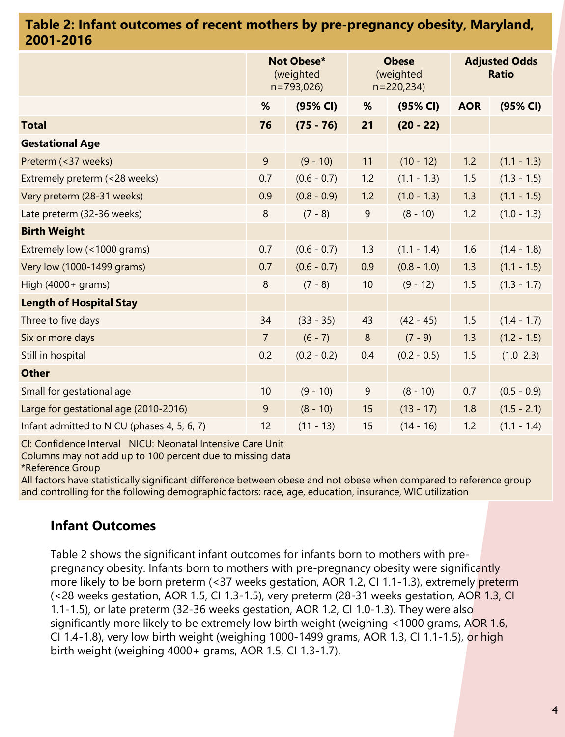## Table 2: Infant outcomes of recent mothers by pre-pregnancy obesity, Maryland, 2001-2016

| | Not Obese* (weighted n=793,026) | | Obese (weighted n=220,234) | | Adjusted Odds Ratio | |
|---|---|---|---|---|---|---|
| | % | (95% CI) | % | (95% CI) | AOR | (95% CI) |
| **Total** | **76** | **(75 - 76)** | **21** | **(20 - 22)** | | |
| **Gestational Age** | | | | | | |
| Preterm (<37 weeks) | 9 | (9 - 10) | 11 | (10 - 12) | 1.2 | (1.1 - 1.3) |
| Extremely preterm (<28 weeks) | 0.7 | (0.6 - 0.7) | 1.2 | (1.1 - 1.3) | 1.5 | (1.3 - 1.5) |
| Very preterm (28-31 weeks) | 0.9 | (0.8 - 0.9) | 1.2 | (1.0 - 1.3) | 1.3 | (1.1 - 1.5) |
| Late preterm (32-36 weeks) | 8 | (7 - 8) | 9 | (8 - 10) | 1.2 | (1.0 - 1.3) |
| **Birth Weight** | | | | | | |
| Extremely low (<1000 grams) | 0.7 | (0.6 - 0.7) | 1.3 | (1.1 - 1.4) | 1.6 | (1.4 - 1.8) |
| Very low (1000-1499 grams) | 0.7 | (0.6 - 0.7) | 0.9 | (0.8 - 1.0) | 1.3 | (1.1 - 1.5) |
| High (4000+ grams) | 8 | (7 - 8) | 10 | (9 - 12) | 1.5 | (1.3 - 1.7) |
| **Length of Hospital Stay** | | | | | | |
| Three to five days | 34 | (33 - 35) | 43 | (42 - 45) | 1.5 | (1.4 - 1.7) |
| Six or more days | 7 | (6 - 7) | 8 | (7 - 9) | 1.3 | (1.2 - 1.5) |
| Still in hospital | 0.2 | (0.2 - 0.2) | 0.4 | (0.2 - 0.5) | 1.5 | (1.0 2.3) |
| **Other** | | | | | | |
| Small for gestational age | 10 | (9 - 10) | 9 | (8 - 10) | 0.7 | (0.5 - 0.9) |
| Large for gestational age (2010-2016) | 9 | (8 - 10) | 15 | (13 - 17) | 1.8 | (1.5 - 2.1) |
| Infant admitted to NICU (phases 4, 5, 6, 7) | 12 | (11 - 13) | 15 | (14 - 16) | 1.2 | (1.1 - 1.4) |

CI: Confidence Interval NICU: Neonatal Intensive Care Unit
Columns may not add up to 100 percent due to missing data
*Reference Group
All factors have statistically significant difference between obese and not obese when compared to reference group and controlling for the following demographic factors: race, age, education, insurance, WIC utilization

### Infant Outcomes

Table 2 shows the significant infant outcomes for infants born to mothers with pre-pregnancy obesity. Infants born to mothers with pre-pregnancy obesity were significantly more likely to be born preterm (<37 weeks gestation, AOR 1.2, CI 1.1-1.3), extremely preterm (<28 weeks gestation, AOR 1.5, CI 1.3-1.5), very preterm (28-31 weeks gestation, AOR 1.3, CI 1.1-1.5), or late preterm (32-36 weeks gestation, AOR 1.2, CI 1.0-1.3). They were also significantly more likely to be extremely low birth weight (weighing <1000 grams, AOR 1.6, CI 1.4-1.8), very low birth weight (weighing 1000-1499 grams, AOR 1.3, CI 1.1-1.5), or high birth weight (weighing 4000+ grams, AOR 1.5, CI 1.3-1.7).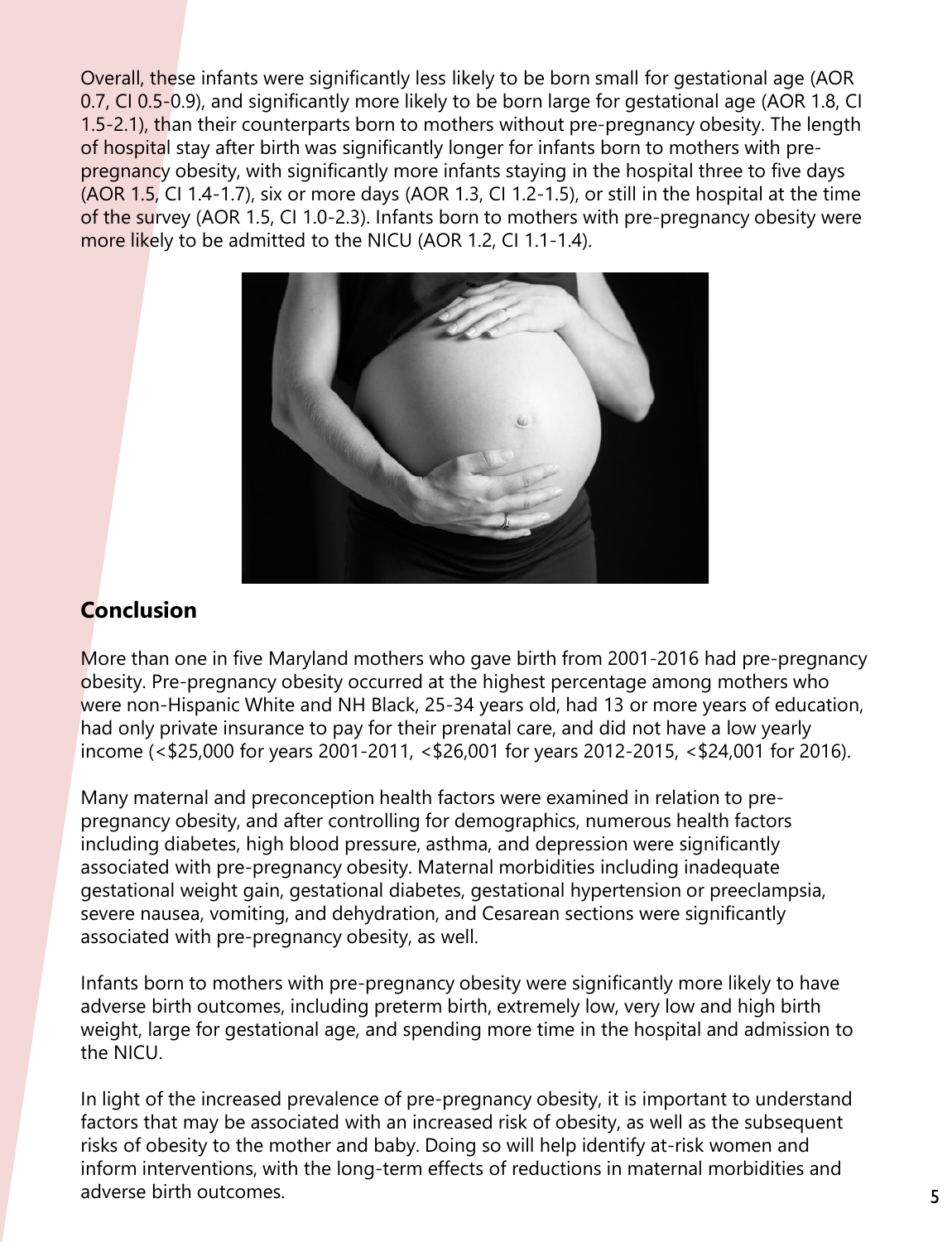Overall, these infants were significantly less likely to be born small for gestational age (AOR 0.7, CI 0.5-0.9), and significantly more likely to be born large for gestational age (AOR 1.8, CI 1.5-2.1), than their counterparts born to mothers without pre-pregnancy obesity. The length of hospital stay after birth was significantly longer for infants born to mothers with pre-pregnancy obesity, with significantly more infants staying in the hospital three to five days (AOR 1.5, CI 1.4-1.7), six or more days (AOR 1.3, CI 1.2-1.5), or still in the hospital at the time of the survey (AOR 1.5, CI 1.0-2.3). Infants born to mothers with pre-pregnancy obesity were more likely to be admitted to the NICU (AOR 1.2, CI 1.1-1.4).

## Conclusion

More than one in five Maryland mothers who gave birth from 2001-2016 had pre-pregnancy obesity. Pre-pregnancy obesity occurred at the highest percentage among mothers who were non-Hispanic White and NH Black, 25-34 years old, had 13 or more years of education, had only private insurance to pay for their prenatal care, and did not have a low yearly income (<$25,000 for years 2001-2011, <$26,001 for years 2012-2015, <$24,001 for 2016).

Many maternal and preconception health factors were examined in relation to pre-pregnancy obesity, and after controlling for demographics, numerous health factors including diabetes, high blood pressure, asthma, and depression were significantly associated with pre-pregnancy obesity. Maternal morbidities including inadequate gestational weight gain, gestational diabetes, gestational hypertension or preeclampsia, severe nausea, vomiting, and dehydration, and Cesarean sections were significantly associated with pre-pregnancy obesity, as well.

Infants born to mothers with pre-pregnancy obesity were significantly more likely to have adverse birth outcomes, including preterm birth, extremely low, very low and high birth weight, large for gestational age, and spending more time in the hospital and admission to the NICU.

In light of the increased prevalence of pre-pregnancy obesity, it is important to understand factors that may be associated with an increased risk of obesity, as well as the subsequent risks of obesity to the mother and baby. Doing so will help identify at-risk women and inform interventions, with the long-term effects of reductions in maternal morbidities and adverse birth outcomes.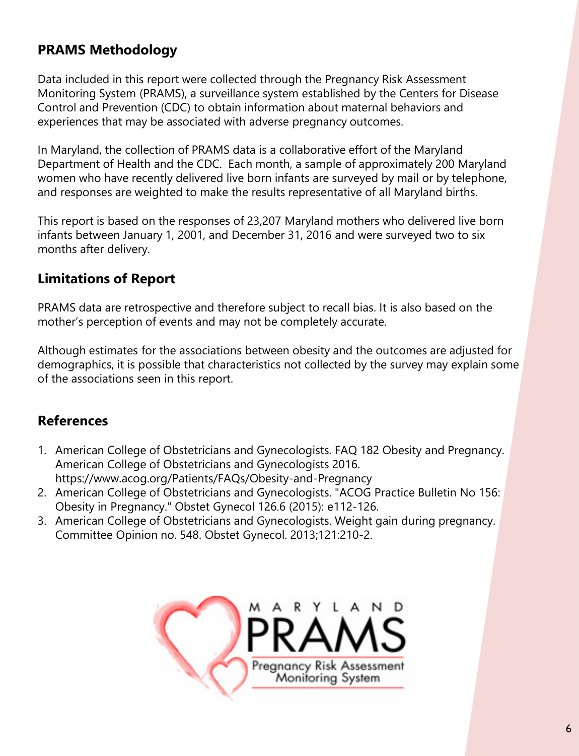## PRAMS Methodology

Data included in this report were collected through the Pregnancy Risk Assessment Monitoring System (PRAMS), a surveillance system established by the Centers for Disease Control and Prevention (CDC) to obtain information about maternal behaviors and experiences that may be associated with adverse pregnancy outcomes.

In Maryland, the collection of PRAMS data is a collaborative effort of the Maryland Department of Health and the CDC. Each month, a sample of approximately 200 Maryland women who have recently delivered live born infants are surveyed by mail or by telephone, and responses are weighted to make the results representative of all Maryland births.

This report is based on the responses of 23,207 Maryland mothers who delivered live born infants between January 1, 2001, and December 31, 2016 and were surveyed two to six months after delivery.

## Limitations of Report

PRAMS data are retrospective and therefore subject to recall bias. It is also based on the mother's perception of events and may not be completely accurate.

Although estimates for the associations between obesity and the outcomes are adjusted for demographics, it is possible that characteristics not collected by the survey may explain some of the associations seen in this report.

## References

1. American College of Obstetricians and Gynecologists. FAQ 182 Obesity and Pregnancy. American College of Obstetricians and Gynecologists 2016. https://www.acog.org/Patients/FAQs/Obesity-and-Pregnancy
2. American College of Obstetricians and Gynecologists. "ACOG Practice Bulletin No 156: Obesity in Pregnancy." Obstet Gynecol 126.6 (2015): e112-126.
3. American College of Obstetricians and Gynecologists. Weight gain during pregnancy. Committee Opinion no. 548. Obstet Gynecol. 2013;121:210-2.

MARYLAND PRAMS
Pregnancy Risk Assessment Monitoring System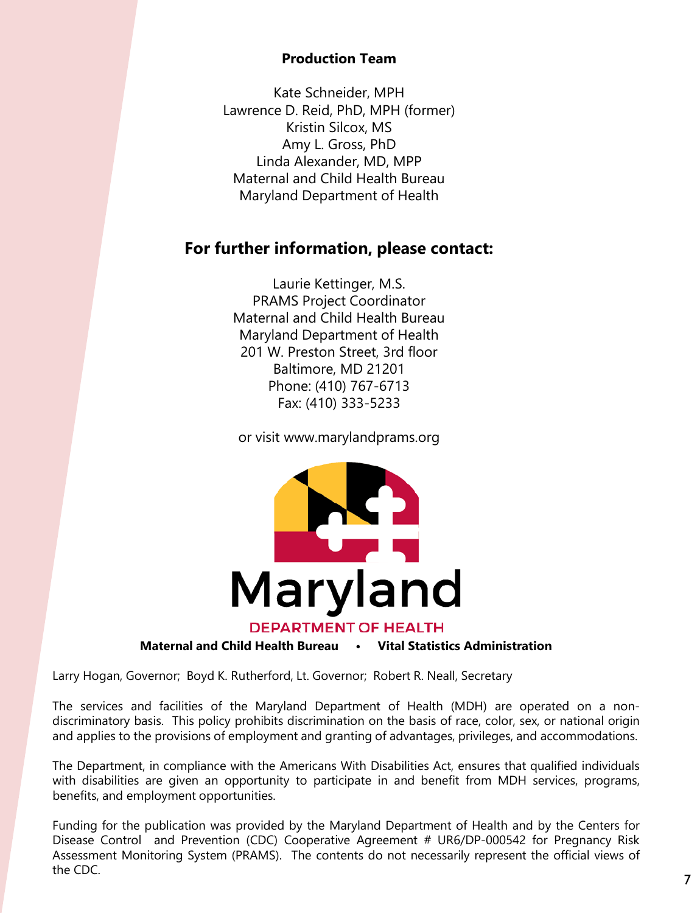**Production Team**

Kate Schneider, MPH
Lawrence D. Reid, PhD, MPH (former)
Kristin Silcox, MS
Amy L. Gross, PhD
Linda Alexander, MD, MPP
Maternal and Child Health Bureau
Maryland Department of Health

## For further information, please contact:

Laurie Kettinger, M.S.
PRAMS Project Coordinator
Maternal and Child Health Bureau
Maryland Department of Health
201 W. Preston Street, 3rd floor
Baltimore, MD 21201
Phone: (410) 767-6713
Fax: (410) 333-5233

or visit www.marylandprams.org

Maryland
DEPARTMENT OF HEALTH

**Maternal and Child Health Bureau • Vital Statistics Administration**

Larry Hogan, Governor; Boyd K. Rutherford, Lt. Governor; Robert R. Neall, Secretary

The services and facilities of the Maryland Department of Health (MDH) are operated on a non-discriminatory basis. This policy prohibits discrimination on the basis of race, color, sex, or national origin and applies to the provisions of employment and granting of advantages, privileges, and accommodations.

The Department, in compliance with the Americans With Disabilities Act, ensures that qualified individuals with disabilities are given an opportunity to participate in and benefit from MDH services, programs, benefits, and employment opportunities.

Funding for the publication was provided by the Maryland Department of Health and by the Centers for Disease Control and Prevention (CDC) Cooperative Agreement # UR6/DP-000542 for Pregnancy Risk Assessment Monitoring System (PRAMS). The contents do not necessarily represent the official views of the CDC.